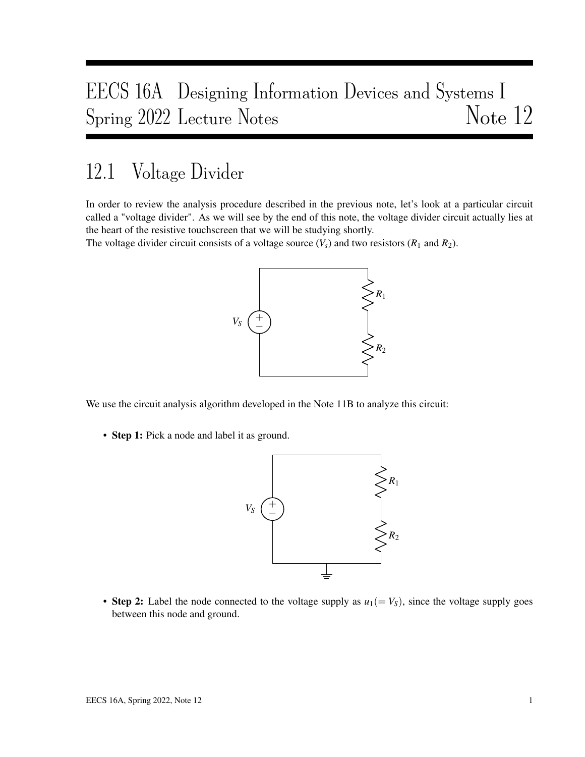# EECS 16A Designing Information Devices and Systems I
# Spring 2022 Lecture Notes Note 12

## 12.1 Voltage Divider

In order to review the analysis procedure described in the previous note, let's look at a particular circuit called a "voltage divider". As we will see by the end of this note, the voltage divider circuit actually lies at the heart of the resistive touchscreen that we will be studying shortly.

The voltage divider circuit consists of a voltage source ($V_s$) and two resistors ($R_1$ and $R_2$).

We use the circuit analysis algorithm developed in the Note 11B to analyze this circuit:

- **Step 1:** Pick a node and label it as ground.

- **Step 2:** Label the node connected to the voltage supply as $u_1 (= V_S)$, since the voltage supply goes between this node and ground.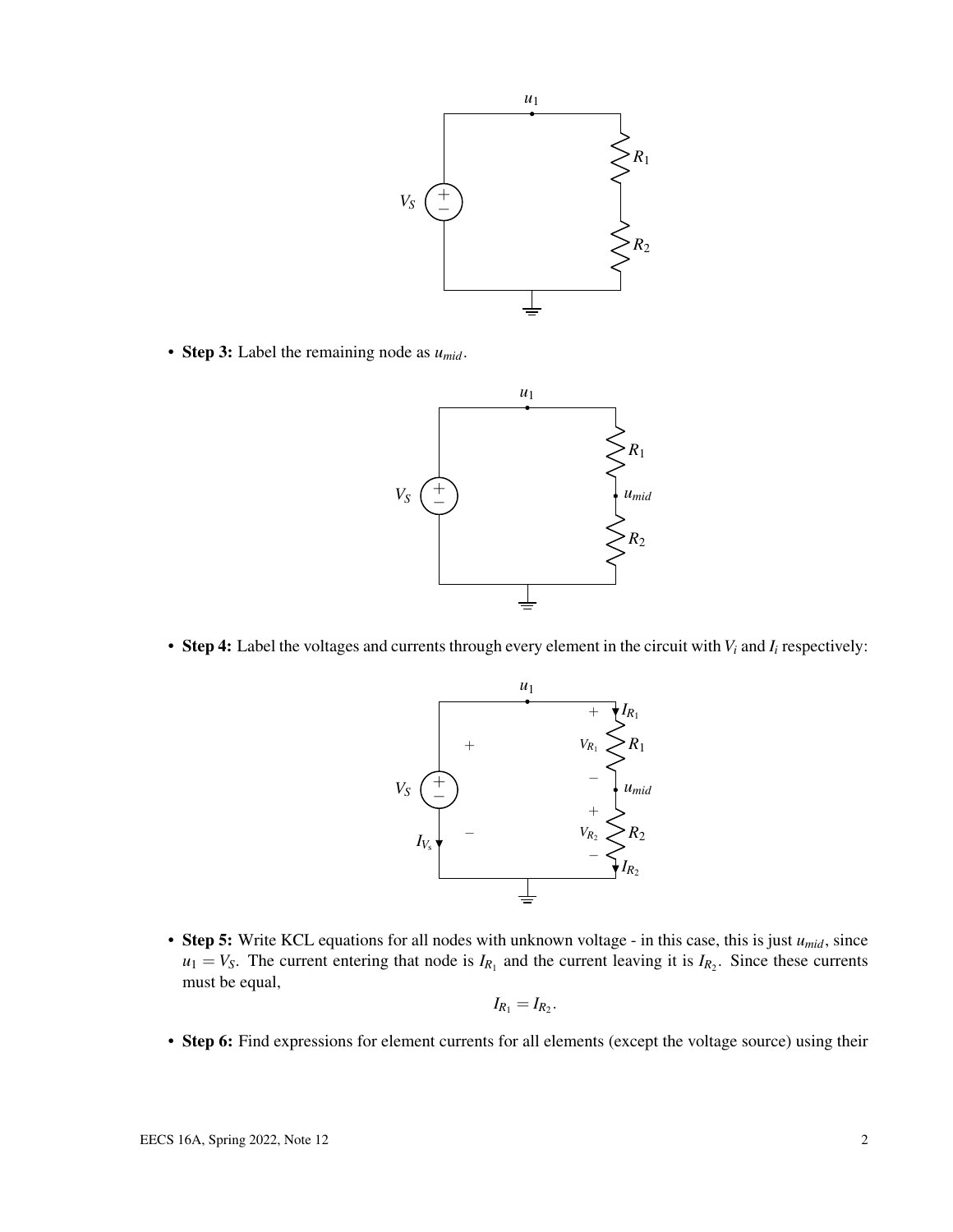- **Step 3:** Label the remaining node as $u_{mid}$.

- **Step 4:** Label the voltages and currents through every element in the circuit with $V_i$ and $I_i$ respectively:

- **Step 5:** Write KCL equations for all nodes with unknown voltage - in this case, this is just $u_{mid}$, since $u_1 = V_S$. The current entering that node is $I_{R_1}$ and the current leaving it is $I_{R_2}$. Since these currents must be equal,

$$I_{R_1} = I_{R_2}.$$

- **Step 6:** Find expressions for element currents for all elements (except the voltage source) using their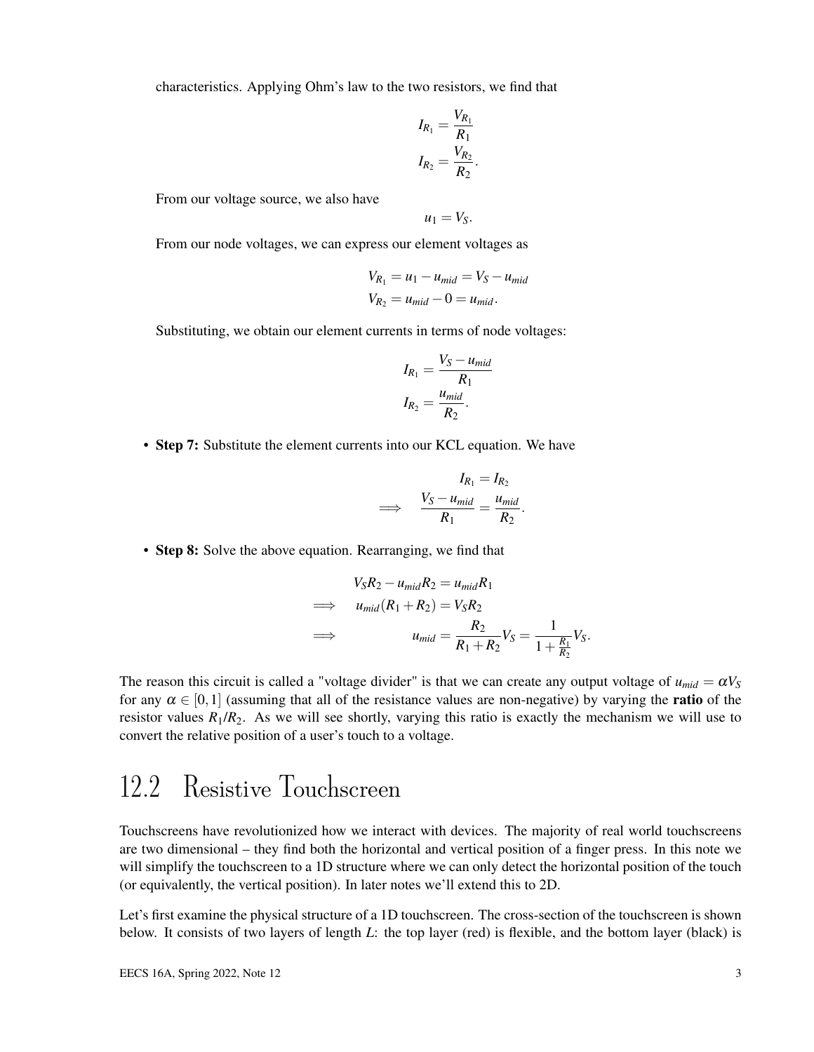characteristics. Applying Ohm's law to the two resistors, we find that

$$I_{R_1} = \frac{V_{R_1}}{R_1}$$
$$I_{R_2} = \frac{V_{R_2}}{R_2}.$$

From our voltage source, we also have

$$u_1 = V_S.$$

From our node voltages, we can express our element voltages as

$$V_{R_1} = u_1 - u_{mid} = V_S - u_{mid}$$
$$V_{R_2} = u_{mid} - 0 = u_{mid}.$$

Substituting, we obtain our element currents in terms of node voltages:

$$I_{R_1} = \frac{V_S - u_{mid}}{R_1}$$
$$I_{R_2} = \frac{u_{mid}}{R_2}.$$

- **Step 7:** Substitute the element currents into our KCL equation. We have

$$I_{R_1} = I_{R_2}$$
$$\implies \quad \frac{V_S - u_{mid}}{R_1} = \frac{u_{mid}}{R_2}.$$

- **Step 8:** Solve the above equation. Rearranging, we find that

$$V_S R_2 - u_{mid} R_2 = u_{mid} R_1$$
$$\implies \quad u_{mid}(R_1 + R_2) = V_S R_2$$
$$\implies \quad u_{mid} = \frac{R_2}{R_1 + R_2} V_S = \frac{1}{1 + \frac{R_1}{R_2}} V_S.$$

The reason this circuit is called a "voltage divider" is that we can create any output voltage of $u_{mid} = \alpha V_S$ for any $\alpha \in [0, 1]$ (assuming that all of the resistance values are non-negative) by varying the **ratio** of the resistor values $R_1/R_2$. As we will see shortly, varying this ratio is exactly the mechanism we will use to convert the relative position of a user's touch to a voltage.

## 12.2 Resistive Touchscreen

Touchscreens have revolutionized how we interact with devices. The majority of real world touchscreens are two dimensional – they find both the horizontal and vertical position of a finger press. In this note we will simplify the touchscreen to a 1D structure where we can only detect the horizontal position of the touch (or equivalently, the vertical position). In later notes we'll extend this to 2D.

Let's first examine the physical structure of a 1D touchscreen. The cross-section of the touchscreen is shown below. It consists of two layers of length $L$: the top layer (red) is flexible, and the bottom layer (black) is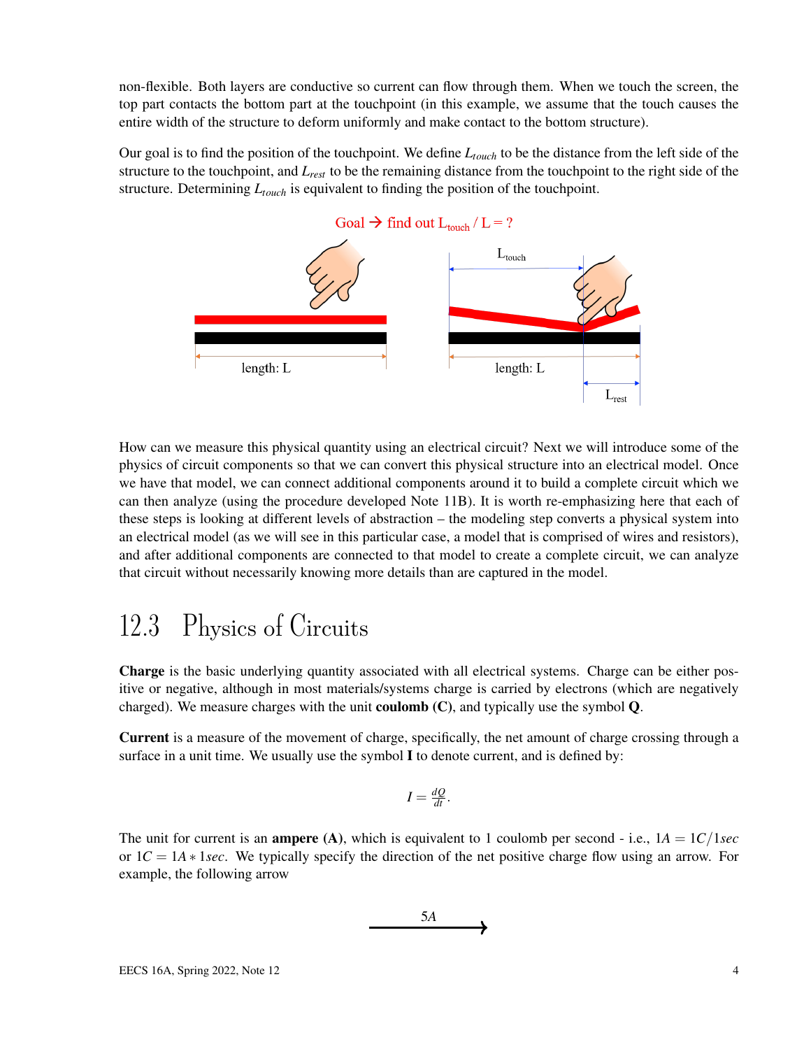non-flexible. Both layers are conductive so current can flow through them. When we touch the screen, the top part contacts the bottom part at the touchpoint (in this example, we assume that the touch causes the entire width of the structure to deform uniformly and make contact to the bottom structure).

Our goal is to find the position of the touchpoint. We define $L_{touch}$ to be the distance from the left side of the structure to the touchpoint, and $L_{rest}$ to be the remaining distance from the touchpoint to the right side of the structure. Determining $L_{touch}$ is equivalent to finding the position of the touchpoint.

How can we measure this physical quantity using an electrical circuit? Next we will introduce some of the physics of circuit components so that we can convert this physical structure into an electrical model. Once we have that model, we can connect additional components around it to build a complete circuit which we can then analyze (using the procedure developed Note 11B). It is worth re-emphasizing here that each of these steps is looking at different levels of abstraction – the modeling step converts a physical system into an electrical model (as we will see in this particular case, a model that is comprised of wires and resistors), and after additional components are connected to that model to create a complete circuit, we can analyze that circuit without necessarily knowing more details than are captured in the model.

## 12.3 Physics of Circuits

**Charge** is the basic underlying quantity associated with all electrical systems. Charge can be either positive or negative, although in most materials/systems charge is carried by electrons (which are negatively charged). We measure charges with the unit **coulomb (C)**, and typically use the symbol **Q**.

**Current** is a measure of the movement of charge, specifically, the net amount of charge crossing through a surface in a unit time. We usually use the symbol **I** to denote current, and is defined by:

$$I = \frac{dQ}{dt}.$$

The unit for current is an **ampere (A)**, which is equivalent to 1 coulomb per second - i.e., $1A = 1C/1sec$ or $1C = 1A * 1sec$. We typically specify the direction of the net positive charge flow using an arrow. For example, the following arrow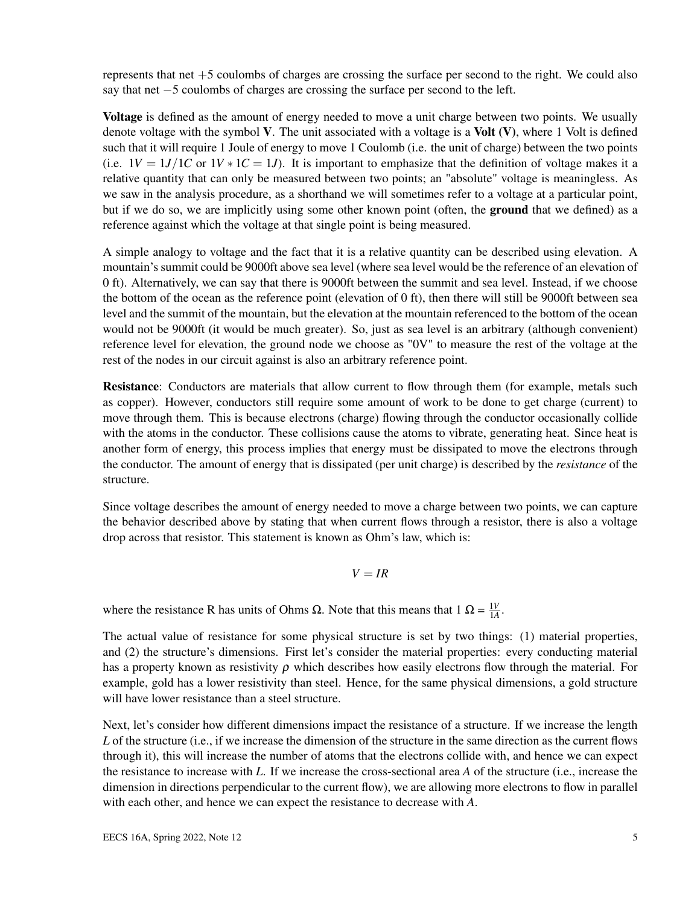represents that net $+5$ coulombs of charges are crossing the surface per second to the right. We could also say that net $-5$ coulombs of charges are crossing the surface per second to the left.

**Voltage** is defined as the amount of energy needed to move a unit charge between two points. We usually denote voltage with the symbol **V**. The unit associated with a voltage is a **Volt (V)**, where 1 Volt is defined such that it will require 1 Joule of energy to move 1 Coulomb (i.e. the unit of charge) between the two points (i.e. $1V = 1J/1C$ or $1V * 1C = 1J$). It is important to emphasize that the definition of voltage makes it a relative quantity that can only be measured between two points; an "absolute" voltage is meaningless. As we saw in the analysis procedure, as a shorthand we will sometimes refer to a voltage at a particular point, but if we do so, we are implicitly using some other known point (often, the **ground** that we defined) as a reference against which the voltage at that single point is being measured.

A simple analogy to voltage and the fact that it is a relative quantity can be described using elevation. A mountain's summit could be 9000ft above sea level (where sea level would be the reference of an elevation of 0 ft). Alternatively, we can say that there is 9000ft between the summit and sea level. Instead, if we choose the bottom of the ocean as the reference point (elevation of 0 ft), then there will still be 9000ft between sea level and the summit of the mountain, but the elevation at the mountain referenced to the bottom of the ocean would not be 9000ft (it would be much greater). So, just as sea level is an arbitrary (although convenient) reference level for elevation, the ground node we choose as "0V" to measure the rest of the voltage at the rest of the nodes in our circuit against is also an arbitrary reference point.

**Resistance**: Conductors are materials that allow current to flow through them (for example, metals such as copper). However, conductors still require some amount of work to be done to get charge (current) to move through them. This is because electrons (charge) flowing through the conductor occasionally collide with the atoms in the conductor. These collisions cause the atoms to vibrate, generating heat. Since heat is another form of energy, this process implies that energy must be dissipated to move the electrons through the conductor. The amount of energy that is dissipated (per unit charge) is described by the *resistance* of the structure.

Since voltage describes the amount of energy needed to move a charge between two points, we can capture the behavior described above by stating that when current flows through a resistor, there is also a voltage drop across that resistor. This statement is known as Ohm's law, which is:

$$V = IR$$

where the resistance R has units of Ohms $\Omega$. Note that this means that $1\ \Omega = \frac{1V}{1A}$.

The actual value of resistance for some physical structure is set by two things: (1) material properties, and (2) the structure's dimensions. First let's consider the material properties: every conducting material has a property known as resistivity $\rho$ which describes how easily electrons flow through the material. For example, gold has a lower resistivity than steel. Hence, for the same physical dimensions, a gold structure will have lower resistance than a steel structure.

Next, let's consider how different dimensions impact the resistance of a structure. If we increase the length $L$ of the structure (i.e., if we increase the dimension of the structure in the same direction as the current flows through it), this will increase the number of atoms that the electrons collide with, and hence we can expect the resistance to increase with $L$. If we increase the cross-sectional area $A$ of the structure (i.e., increase the dimension in directions perpendicular to the current flow), we are allowing more electrons to flow in parallel with each other, and hence we can expect the resistance to decrease with $A$.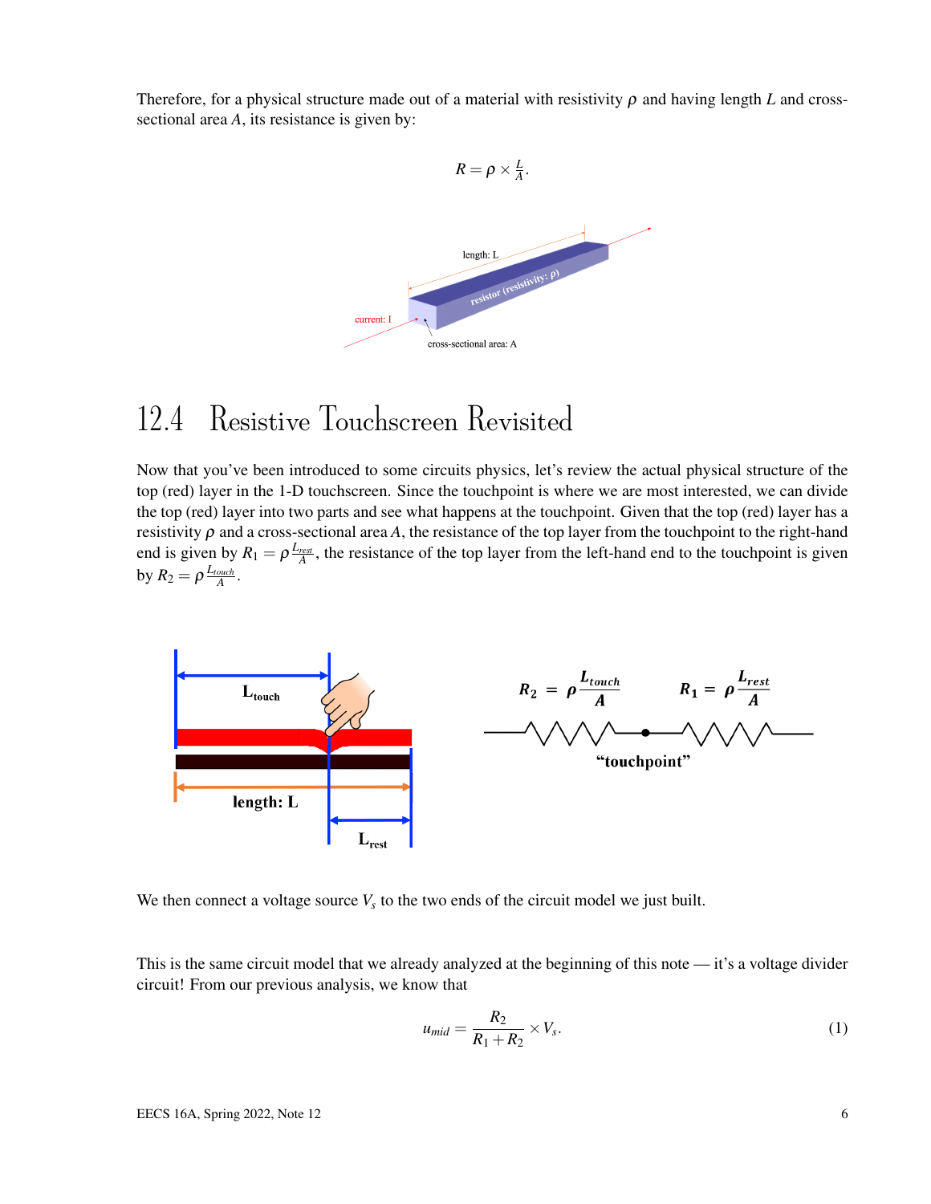Therefore, for a physical structure made out of a material with resistivity $\rho$ and having length $L$ and cross-sectional area $A$, its resistance is given by:

$$R = \rho \times \frac{L}{A}.$$

## 12.4 Resistive Touchscreen Revisited

Now that you've been introduced to some circuits physics, let's review the actual physical structure of the top (red) layer in the 1-D touchscreen. Since the touchpoint is where we are most interested, we can divide the top (red) layer into two parts and see what happens at the touchpoint. Given that the top (red) layer has a resistivity $\rho$ and a cross-sectional area $A$, the resistance of the top layer from the touchpoint to the right-hand end is given by $R_1 = \rho \frac{L_{rest}}{A}$, the resistance of the top layer from the left-hand end to the touchpoint is given by $R_2 = \rho \frac{L_{touch}}{A}$.

We then connect a voltage source $V_s$ to the two ends of the circuit model we just built.

This is the same circuit model that we already analyzed at the beginning of this note — it's a voltage divider circuit! From our previous analysis, we know that

$$u_{mid} = \frac{R_2}{R_1 + R_2} \times V_s. \tag{1}$$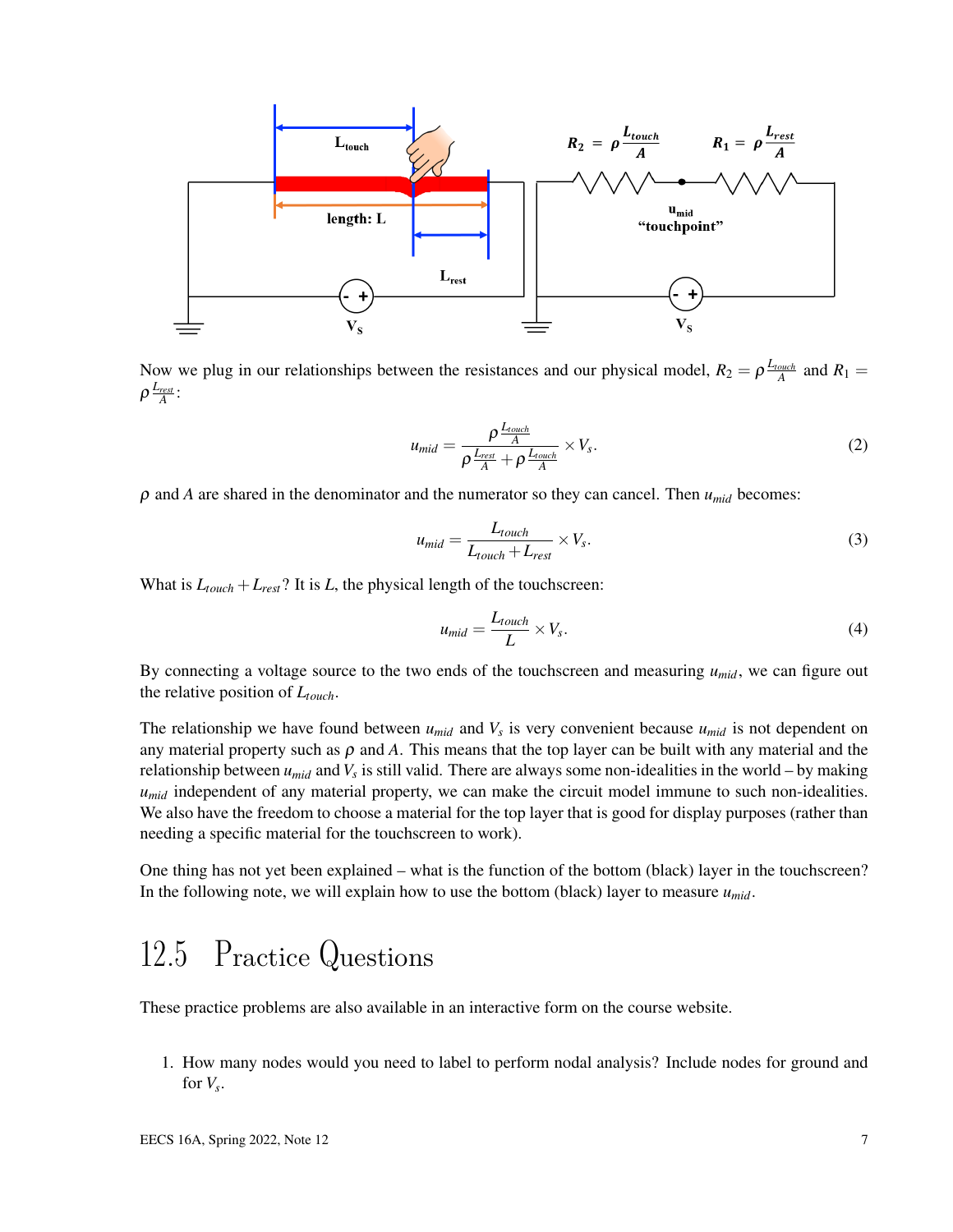Now we plug in our relationships between the resistances and our physical model, $R_2 = \rho\frac{L_{touch}}{A}$ and $R_1 = \rho\frac{L_{rest}}{A}$:

$$u_{mid} = \frac{\rho\frac{L_{touch}}{A}}{\rho\frac{L_{rest}}{A} + \rho\frac{L_{touch}}{A}} \times V_s. \tag{2}$$

$\rho$ and $A$ are shared in the denominator and the numerator so they can cancel. Then $u_{mid}$ becomes:

$$u_{mid} = \frac{L_{touch}}{L_{touch} + L_{rest}} \times V_s. \tag{3}$$

What is $L_{touch} + L_{rest}$? It is $L$, the physical length of the touchscreen:

$$u_{mid} = \frac{L_{touch}}{L} \times V_s. \tag{4}$$

By connecting a voltage source to the two ends of the touchscreen and measuring $u_{mid}$, we can figure out the relative position of $L_{touch}$.

The relationship we have found between $u_{mid}$ and $V_s$ is very convenient because $u_{mid}$ is not dependent on any material property such as $\rho$ and $A$. This means that the top layer can be built with any material and the relationship between $u_{mid}$ and $V_s$ is still valid. There are always some non-idealities in the world – by making $u_{mid}$ independent of any material property, we can make the circuit model immune to such non-idealities. We also have the freedom to choose a material for the top layer that is good for display purposes (rather than needing a specific material for the touchscreen to work).

One thing has not yet been explained – what is the function of the bottom (black) layer in the touchscreen? In the following note, we will explain how to use the bottom (black) layer to measure $u_{mid}$.

## 12.5 Practice Questions

These practice problems are also available in an interactive form on the course website.

1. How many nodes would you need to label to perform nodal analysis? Include nodes for ground and for $V_s$.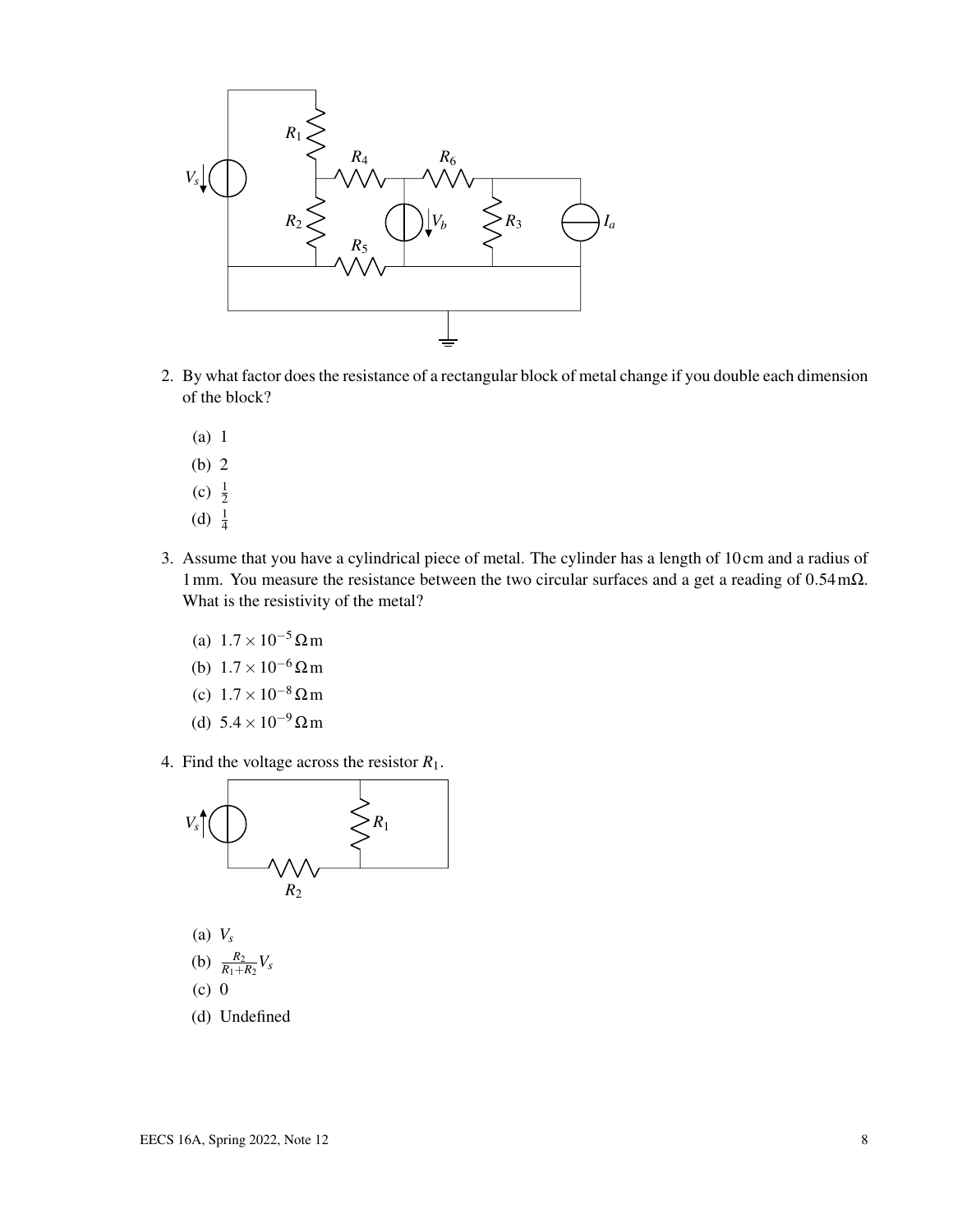2. By what factor does the resistance of a rectangular block of metal change if you double each dimension of the block?

   (a) 1
   (b) 2
   (c) $\frac{1}{2}$
   (d) $\frac{1}{4}$

3. Assume that you have a cylindrical piece of metal. The cylinder has a length of 10 cm and a radius of 1 mm. You measure the resistance between the two circular surfaces and a get a reading of $0.54\,\text{m}\Omega$. What is the resistivity of the metal?

   (a) $1.7 \times 10^{-5}\,\Omega\,\text{m}$
   (b) $1.7 \times 10^{-6}\,\Omega\,\text{m}$
   (c) $1.7 \times 10^{-8}\,\Omega\,\text{m}$
   (d) $5.4 \times 10^{-9}\,\Omega\,\text{m}$

4. Find the voltage across the resistor $R_1$.

   (a) $V_s$
   (b) $\frac{R_2}{R_1+R_2}V_s$
   (c) 0
   (d) Undefined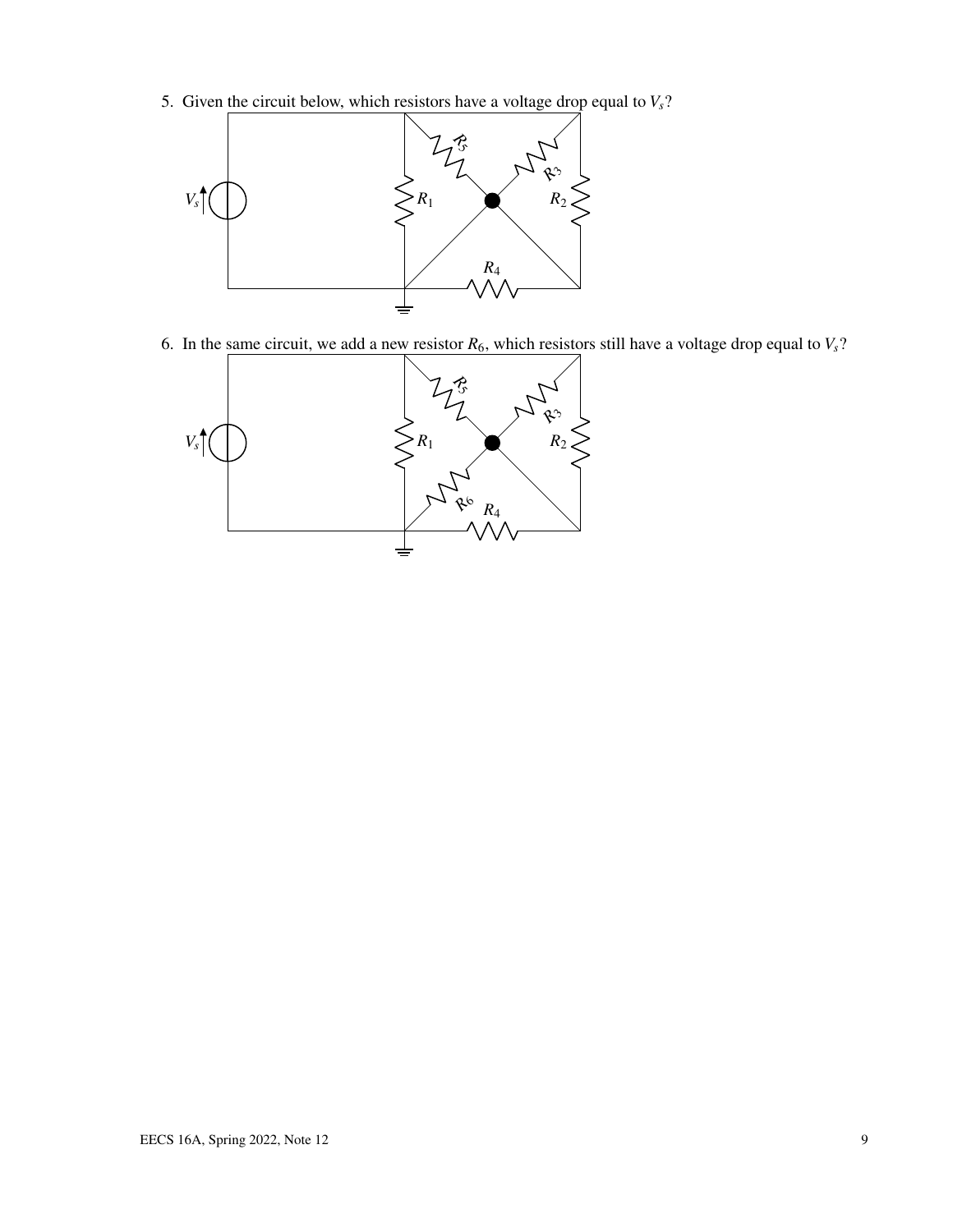5. Given the circuit below, which resistors have a voltage drop equal to $V_s$?

$V_s$

$R_5$

$R_3$

$R_1$

$R_2$

$R_4$

6. In the same circuit, we add a new resistor $R_6$, which resistors still have a voltage drop equal to $V_s$?

$V_s$

$R_5$

$R_3$

$R_1$

$R_2$

$R_6$

$R_4$